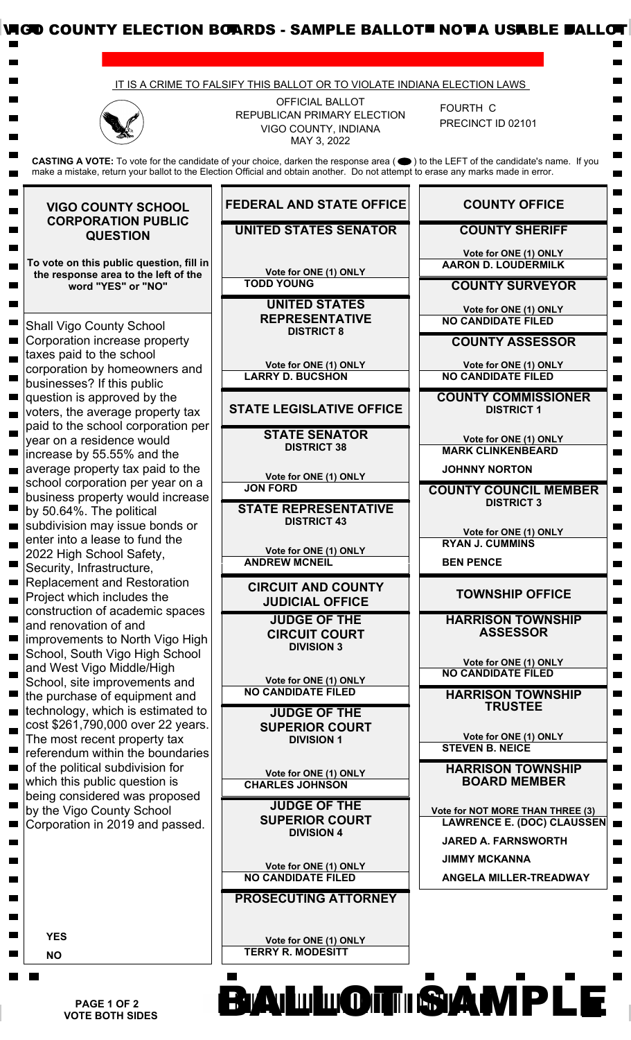VIGO COUNTY ELECTION BOARDS - SAMPLE BALLOT - NOT A USABLE BALLOT

IT IS A CRIME TO FALSIFY THIS BALLOT OR TO VIOLATE INDIANA ELECTION LAWS

OFFICIAL BALLOT
REPUBLICAN PRIMARY ELECTION
VIGO COUNTY, INDIANA
MAY 3, 2022

FOURTH C
PRECINCT ID 02101

**CASTING A VOTE:** To vote for the candidate of your choice, darken the response area ( ⬬ ) to the LEFT of the candidate's name. If you make a mistake, return your ballot to the Election Official and obtain another. Do not attempt to erase any marks made in error.

## VIGO COUNTY SCHOOL CORPORATION PUBLIC QUESTION

**To vote on this public question, fill in the response area to the left of the word "YES" or "NO"**

Shall Vigo County School Corporation increase property taxes paid to the school corporation by homeowners and businesses? If this public question is approved by the voters, the average property tax paid to the school corporation per year on a residence would increase by 55.55% and the average property tax paid to the school corporation per year on a business property would increase by 50.64%. The political subdivision may issue bonds or enter into a lease to fund the 2022 High School Safety, Security, Infrastructure, Replacement and Restoration Project which includes the construction of academic spaces and renovation of and improvements to North Vigo High School, South Vigo High School and West Vigo Middle/High School, site improvements and the purchase of equipment and technology, which is estimated to cost $261,790,000 over 22 years. The most recent property tax referendum within the boundaries of the political subdivision for which this public question is being considered was proposed by the Vigo County School Corporation in 2019 and passed.

- YES
- NO

## FEDERAL AND STATE OFFICE

### UNITED STATES SENATOR

Vote for ONE (1) ONLY

- TODD YOUNG

### UNITED STATES REPRESENTATIVE
DISTRICT 8

Vote for ONE (1) ONLY

- LARRY D. BUCSHON

## STATE LEGISLATIVE OFFICE

### STATE SENATOR
DISTRICT 38

Vote for ONE (1) ONLY

- JON FORD

### STATE REPRESENTATIVE
DISTRICT 43

Vote for ONE (1) ONLY

- ANDREW MCNEIL

## CIRCUIT AND COUNTY JUDICIAL OFFICE

### JUDGE OF THE CIRCUIT COURT
DIVISION 3

Vote for ONE (1) ONLY

- NO CANDIDATE FILED

### JUDGE OF THE SUPERIOR COURT
DIVISION 1

Vote for ONE (1) ONLY

- CHARLES JOHNSON

### JUDGE OF THE SUPERIOR COURT
DIVISION 4

Vote for ONE (1) ONLY

- NO CANDIDATE FILED

### PROSECUTING ATTORNEY

Vote for ONE (1) ONLY

- TERRY R. MODESITT

## COUNTY OFFICE

### COUNTY SHERIFF

Vote for ONE (1) ONLY

- AARON D. LOUDERMILK

### COUNTY SURVEYOR

Vote for ONE (1) ONLY

- NO CANDIDATE FILED

### COUNTY ASSESSOR

Vote for ONE (1) ONLY

- NO CANDIDATE FILED

### COUNTY COMMISSIONER
DISTRICT 1

Vote for ONE (1) ONLY

- MARK CLINKENBEARD
- JOHNNY NORTON

### COUNTY COUNCIL MEMBER
DISTRICT 3

Vote for ONE (1) ONLY

- RYAN J. CUMMINS
- BEN PENCE

## TOWNSHIP OFFICE

### HARRISON TOWNSHIP ASSESSOR

Vote for ONE (1) ONLY

- NO CANDIDATE FILED

### HARRISON TOWNSHIP TRUSTEE

Vote for ONE (1) ONLY

- STEVEN B. NEICE

### HARRISON TOWNSHIP BOARD MEMBER

Vote for NOT MORE THAN THREE (3)

- LAWRENCE E. (DOC) CLAUSSEN
- JARED A. FARNSWORTH
- JIMMY MCKANNA
- ANGELA MILLER-TREADWAY

VOTE BOTH SIDES

BALLOT SAMPLE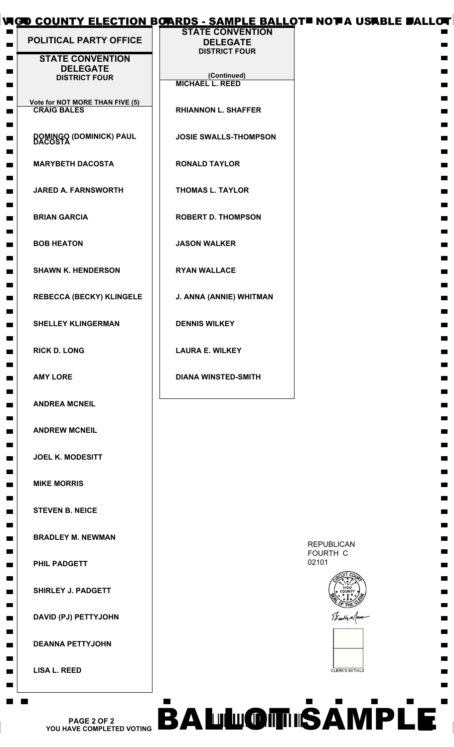VIGO COUNTY ELECTION BOARDS - SAMPLE BALLOT NOT A USABLE BALLOT

## POLITICAL PARTY OFFICE

### STATE CONVENTION DELEGATE
**DISTRICT FOUR**

Vote for NOT MORE THAN FIVE (5)

- CRAIG BALES
- DOMINGO (DOMINICK) PAUL DACOSTA
- MARYBETH DACOSTA
- JARED A. FARNSWORTH
- BRIAN GARCIA
- BOB HEATON
- SHAWN K. HENDERSON
- REBECCA (BECKY) KLINGELE
- SHELLEY KLINGERMAN
- RICK D. LONG
- AMY LORE
- ANDREA MCNEIL
- ANDREW MCNEIL
- JOEL K. MODESITT
- MIKE MORRIS
- STEVEN B. NEICE
- BRADLEY M. NEWMAN
- PHIL PADGETT
- SHIRLEY J. PADGETT
- DAVID (PJ) PETTYJOHN
- DEANNA PETTYJOHN
- LISA L. REED

### STATE CONVENTION DELEGATE
**DISTRICT FOUR**

(Continued)

- MICHAEL L. REED
- RHIANNON L. SHAFFER
- JOSIE SWALLS-THOMPSON
- RONALD TAYLOR
- THOMAS L. TAYLOR
- ROBERT D. THOMPSON
- JASON WALKER
- RYAN WALLACE
- J. ANNA (ANNIE) WHITMAN
- DENNIS WILKEY
- LAURA E. WILKEY
- DIANA WINSTED-SMITH

REPUBLICAN
FOURTH C
02101

CIRCUIT COURT VIGO COUNTY SEAL OF THE CLERK

CLERK'S INITIALS

PAGE 2 OF 2
YOU HAVE COMPLETED VOTING

BALLOT SAMPLE